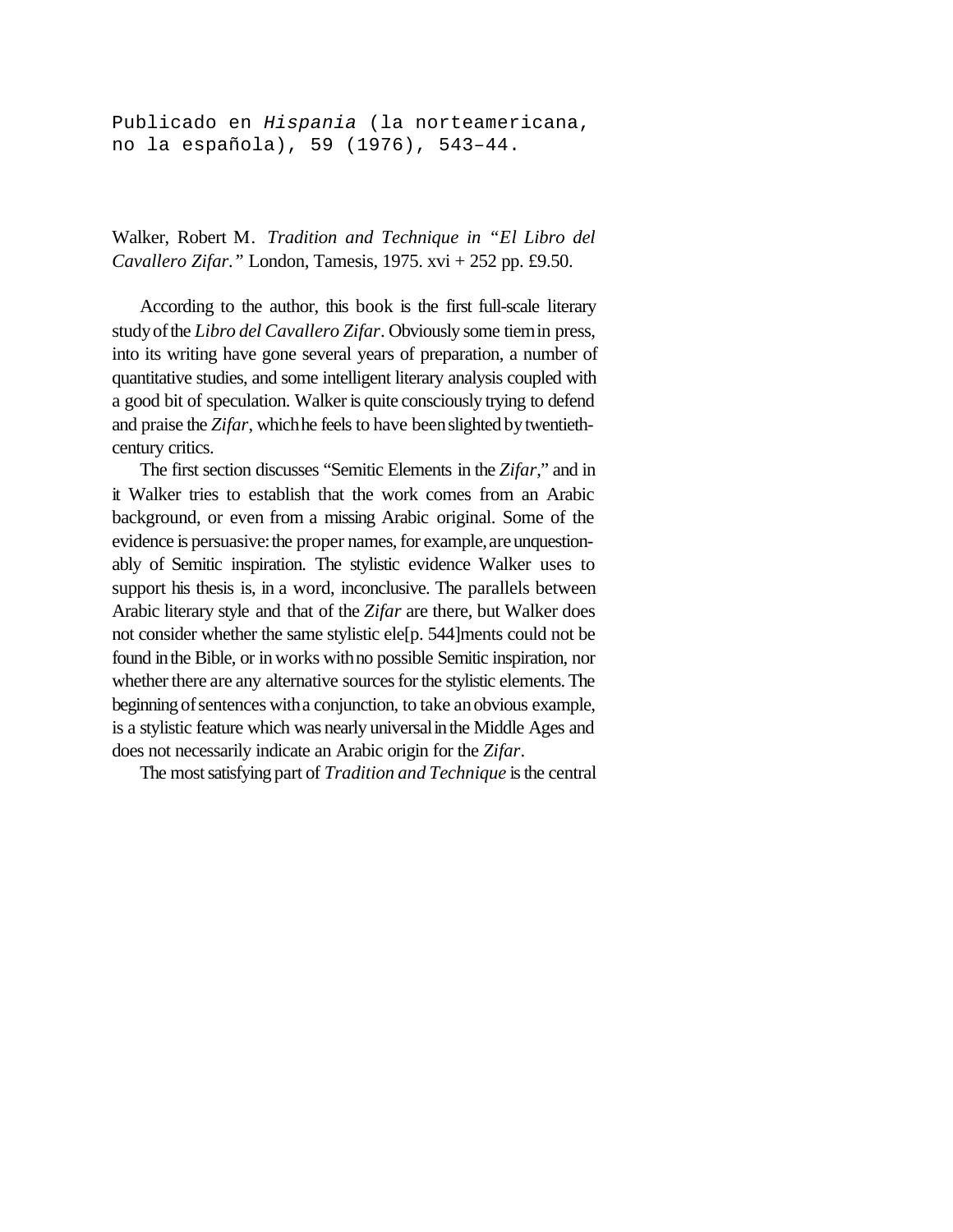Publicado en *Hispania* (la norteamericana, no la española), 59 (1976), 543–44.

Walker, Robert M. *Tradition and Technique in "El Libro del Cavallero Zifar."* London, Tamesis, 1975. xvi + 252 pp. £9.50.

According to the author, this book is the first full-scale literary study of the *Libro del Cavallero Zifar*. Obviously some tiem in press, into its writing have gone several years of preparation, a number of quantitative studies, and some intelligent literary analysis coupled with a good bit of speculation. Walker is quite consciously trying to defend and praise the *Zifar*, which he feels to have been slighted by twentieth-century critics.

The first section discusses "Semitic Elements in the *Zifar*," and in it Walker tries to establish that the work comes from an Arabic background, or even from a missing Arabic original. Some of the evidence is persuasive: the proper names, for example, are unquestionably of Semitic inspiration. The stylistic evidence Walker uses to support his thesis is, in a word, inconclusive. The parallels between Arabic literary style and that of the *Zifar* are there, but Walker does not consider whether the same stylistic ele[p. 544]ments could not be found in the Bible, or in works with no possible Semitic inspiration, nor whether there are any alternative sources for the stylistic elements. The beginning of sentences with a conjunction, to take an obvious example, is a stylistic feature which was nearly universal in the Middle Ages and does not necessarily indicate an Arabic origin for the *Zifar*.

The most satisfying part of *Tradition and Technique* is the central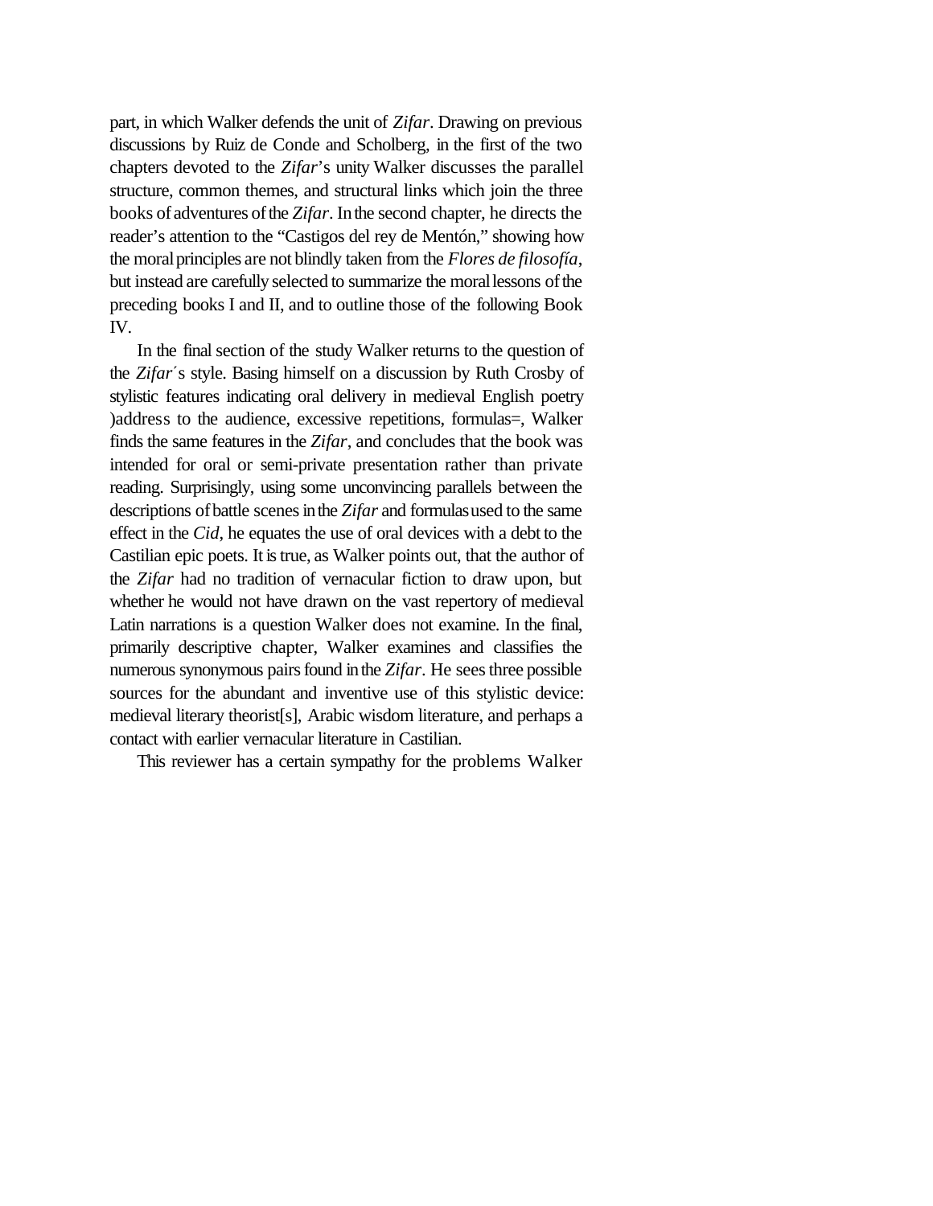part, in which Walker defends the unit of *Zifar*. Drawing on previous discussions by Ruiz de Conde and Scholberg, in the first of the two chapters devoted to the *Zifar*'s unity Walker discusses the parallel structure, common themes, and structural links which join the three books of adventures of the *Zifar*. In the second chapter, he directs the reader's attention to the "Castigos del rey de Mentón," showing how the moral principles are not blindly taken from the *Flores de filosofía*, but instead are carefully selected to summarize the moral lessons of the preceding books I and II, and to outline those of the following Book IV.

In the final section of the study Walker returns to the question of the *Zifar*´s style. Basing himself on a discussion by Ruth Crosby of stylistic features indicating oral delivery in medieval English poetry )address to the audience, excessive repetitions, formulas=, Walker finds the same features in the *Zifar*, and concludes that the book was intended for oral or semi-private presentation rather than private reading. Surprisingly, using some unconvincing parallels between the descriptions of battle scenes in the *Zifar* and formulas used to the same effect in the *Cid*, he equates the use of oral devices with a debt to the Castilian epic poets. It is true, as Walker points out, that the author of the *Zifar* had no tradition of vernacular fiction to draw upon, but whether he would not have drawn on the vast repertory of medieval Latin narrations is a question Walker does not examine. In the final, primarily descriptive chapter, Walker examines and classifies the numerous synonymous pairs found in the *Zifar*. He sees three possible sources for the abundant and inventive use of this stylistic device: medieval literary theorist[s], Arabic wisdom literature, and perhaps a contact with earlier vernacular literature in Castilian.

This reviewer has a certain sympathy for the problems Walker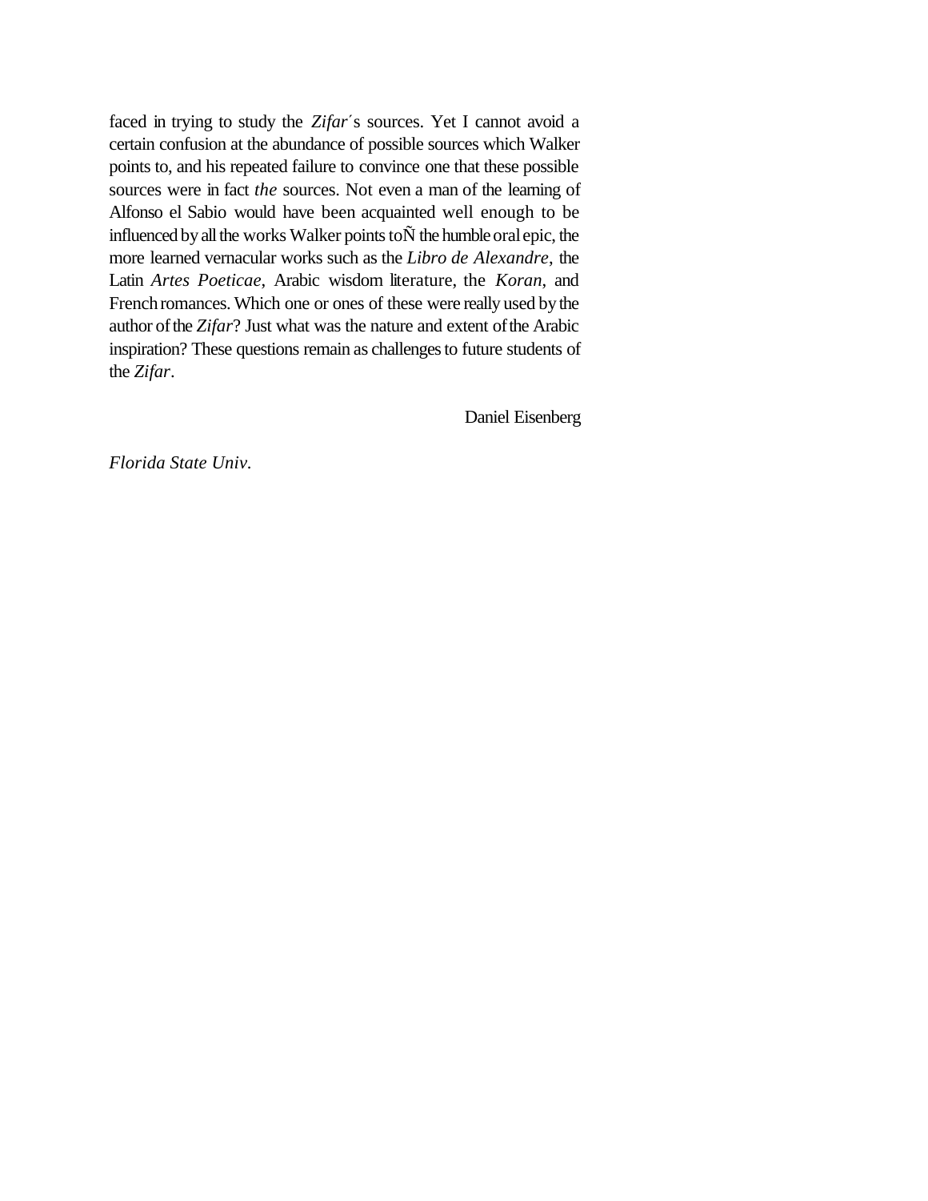faced in trying to study the *Zifar*´s sources. Yet I cannot avoid a certain confusion at the abundance of possible sources which Walker points to, and his repeated failure to convince one that these possible sources were in fact *the* sources. Not even a man of the learning of Alfonso el Sabio would have been acquainted well enough to be influenced by all the works Walker points toÑ the humble oral epic, the more learned vernacular works such as the *Libro de Alexandre*, the Latin *Artes Poeticae*, Arabic wisdom literature, the *Koran*, and French romances. Which one or ones of these were really used by the author of the *Zifar*? Just what was the nature and extent of the Arabic inspiration? These questions remain as challenges to future students of the *Zifar*.

Daniel Eisenberg

*Florida State Univ.*